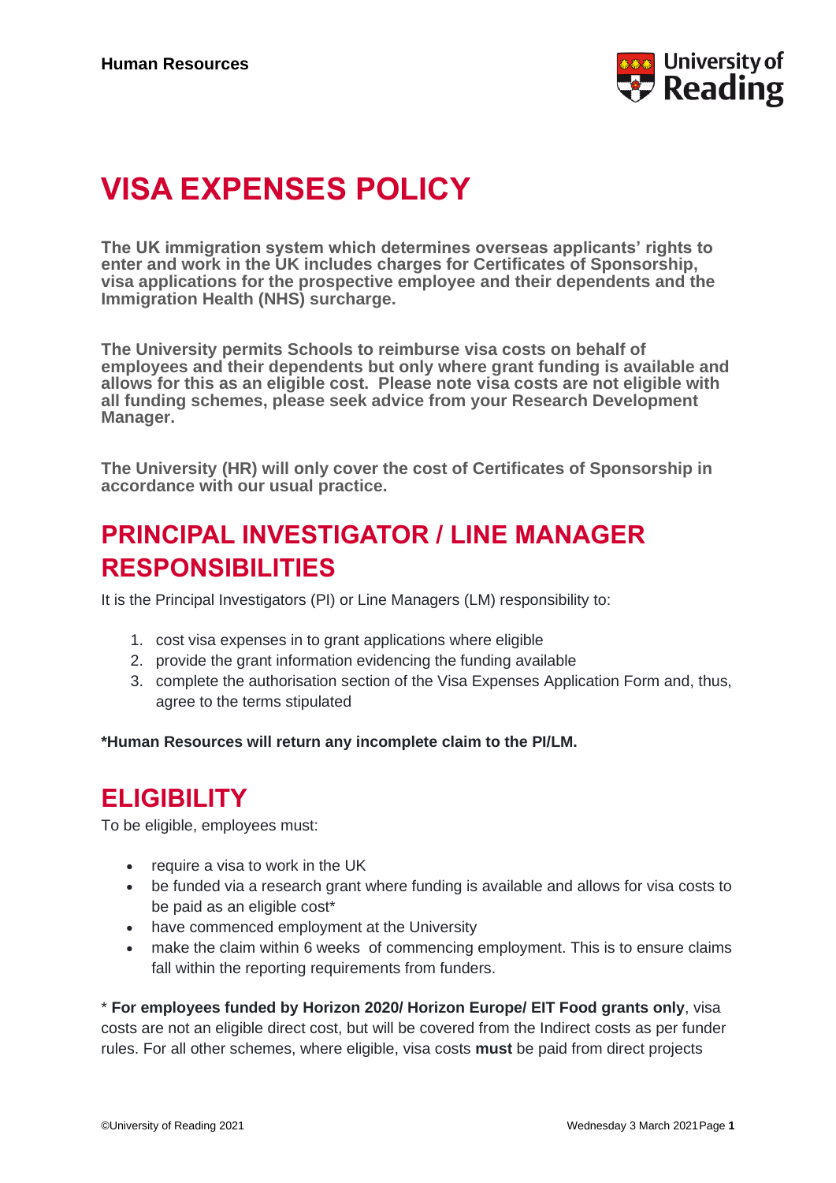# VISA EXPENSES POLICY

**The UK immigration system which determines overseas applicants' rights to enter and work in the UK includes charges for Certificates of Sponsorship, visa applications for the prospective employee and their dependents and the Immigration Health (NHS) surcharge.**

**The University permits Schools to reimburse visa costs on behalf of employees and their dependents but only where grant funding is available and allows for this as an eligible cost. Please note visa costs are not eligible with all funding schemes, please seek advice from your Research Development Manager.**

**The University (HR) will only cover the cost of Certificates of Sponsorship in accordance with our usual practice.**

## PRINCIPAL INVESTIGATOR / LINE MANAGER RESPONSIBILITIES

It is the Principal Investigators (PI) or Line Managers (LM) responsibility to:

1. cost visa expenses in to grant applications where eligible
2. provide the grant information evidencing the funding available
3. complete the authorisation section of the Visa Expenses Application Form and, thus, agree to the terms stipulated

**\*Human Resources will return any incomplete claim to the PI/LM.**

## ELIGIBILITY

To be eligible, employees must:

- require a visa to work in the UK
- be funded via a research grant where funding is available and allows for visa costs to be paid as an eligible cost*
- have commenced employment at the University
- make the claim within 6 weeks of commencing employment. This is to ensure claims fall within the reporting requirements from funders.

\* **For employees funded by Horizon 2020/ Horizon Europe/ EIT Food grants only**, visa costs are not an eligible direct cost, but will be covered from the Indirect costs as per funder rules. For all other schemes, where eligible, visa costs **must** be paid from direct projects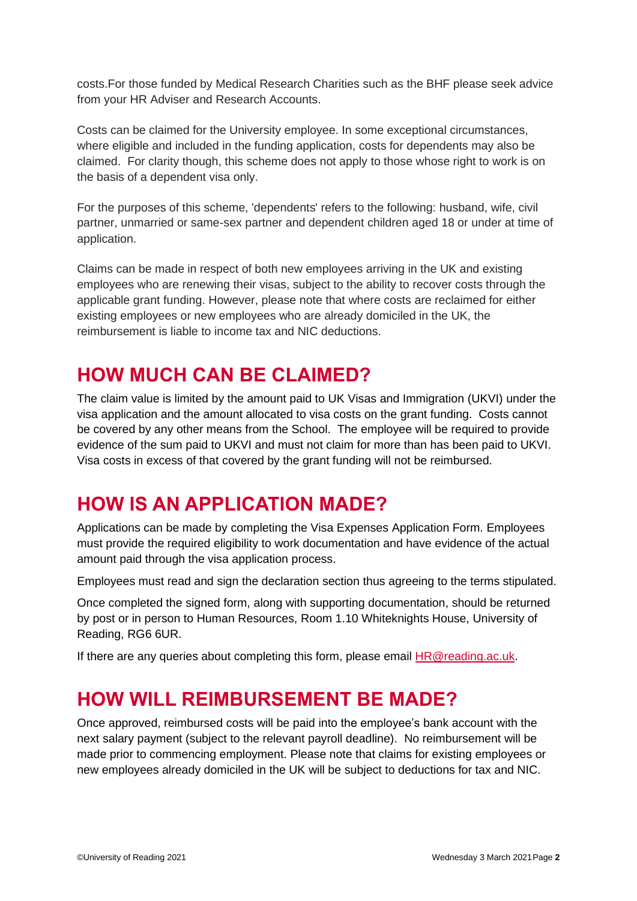costs.For those funded by Medical Research Charities such as the BHF please seek advice from your HR Adviser and Research Accounts.

Costs can be claimed for the University employee. In some exceptional circumstances, where eligible and included in the funding application, costs for dependents may also be claimed. For clarity though, this scheme does not apply to those whose right to work is on the basis of a dependent visa only.

For the purposes of this scheme, 'dependents' refers to the following: husband, wife, civil partner, unmarried or same-sex partner and dependent children aged 18 or under at time of application.

Claims can be made in respect of both new employees arriving in the UK and existing employees who are renewing their visas, subject to the ability to recover costs through the applicable grant funding. However, please note that where costs are reclaimed for either existing employees or new employees who are already domiciled in the UK, the reimbursement is liable to income tax and NIC deductions.

## HOW MUCH CAN BE CLAIMED?

The claim value is limited by the amount paid to UK Visas and Immigration (UKVI) under the visa application and the amount allocated to visa costs on the grant funding. Costs cannot be covered by any other means from the School. The employee will be required to provide evidence of the sum paid to UKVI and must not claim for more than has been paid to UKVI. Visa costs in excess of that covered by the grant funding will not be reimbursed.

## HOW IS AN APPLICATION MADE?

Applications can be made by completing the Visa Expenses Application Form. Employees must provide the required eligibility to work documentation and have evidence of the actual amount paid through the visa application process.

Employees must read and sign the declaration section thus agreeing to the terms stipulated.

Once completed the signed form, along with supporting documentation, should be returned by post or in person to Human Resources, Room 1.10 Whiteknights House, University of Reading, RG6 6UR.

If there are any queries about completing this form, please email [HR@reading.ac.uk](mailto:HR@reading.ac.uk).

## HOW WILL REIMBURSEMENT BE MADE?

Once approved, reimbursed costs will be paid into the employee's bank account with the next salary payment (subject to the relevant payroll deadline). No reimbursement will be made prior to commencing employment. Please note that claims for existing employees or new employees already domiciled in the UK will be subject to deductions for tax and NIC.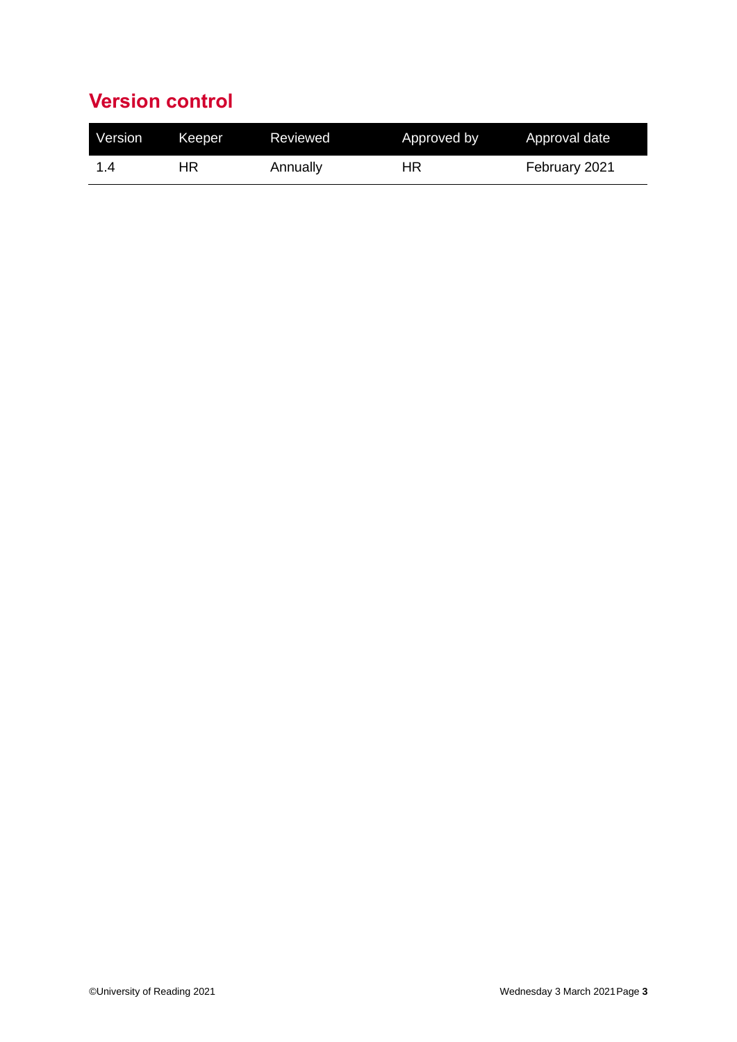## Version control

| Version | Keeper | Reviewed | Approved by | Approval date |
|---|---|---|---|---|
| 1.4 | HR | Annually | HR | February 2021 |